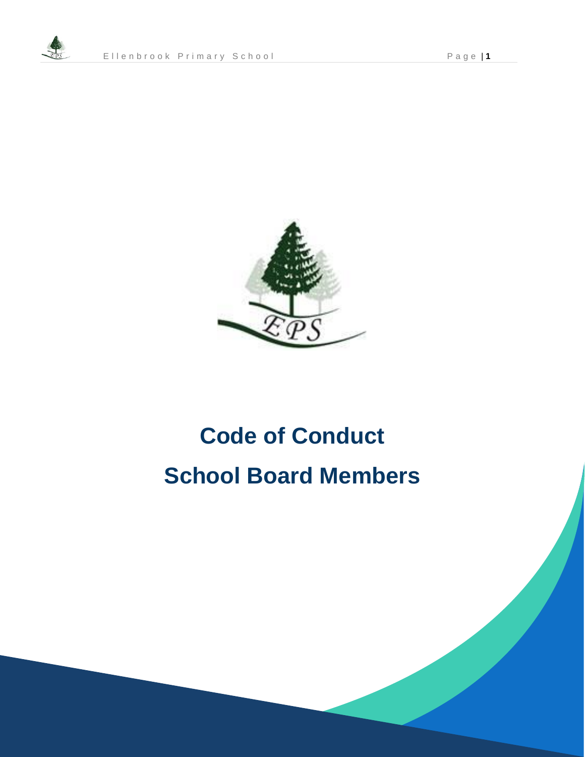# Code of Conduct

# School Board Members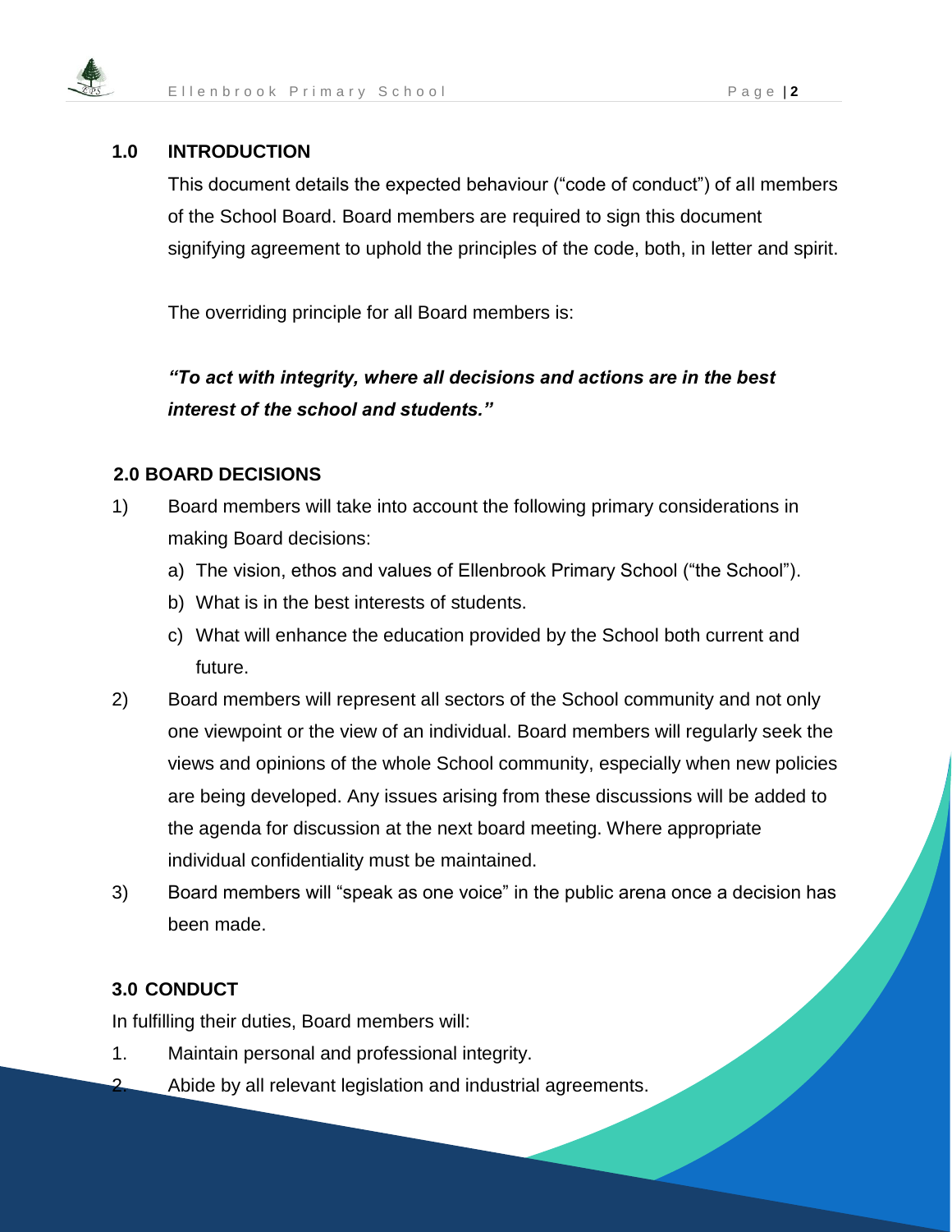## 1.0 INTRODUCTION

This document details the expected behaviour ("code of conduct") of all members of the School Board. Board members are required to sign this document signifying agreement to uphold the principles of the code, both, in letter and spirit.

The overriding principle for all Board members is:

***"To act with integrity, where all decisions and actions are in the best interest of the school and students."***

## 2.0 BOARD DECISIONS

1) Board members will take into account the following primary considerations in making Board decisions:
   a) The vision, ethos and values of Ellenbrook Primary School ("the School").
   b) What is in the best interests of students.
   c) What will enhance the education provided by the School both current and future.
2) Board members will represent all sectors of the School community and not only one viewpoint or the view of an individual. Board members will regularly seek the views and opinions of the whole School community, especially when new policies are being developed. Any issues arising from these discussions will be added to the agenda for discussion at the next board meeting. Where appropriate individual confidentiality must be maintained.
3) Board members will "speak as one voice" in the public arena once a decision has been made.

## 3.0 CONDUCT

In fulfilling their duties, Board members will:

1. Maintain personal and professional integrity.
2. Abide by all relevant legislation and industrial agreements.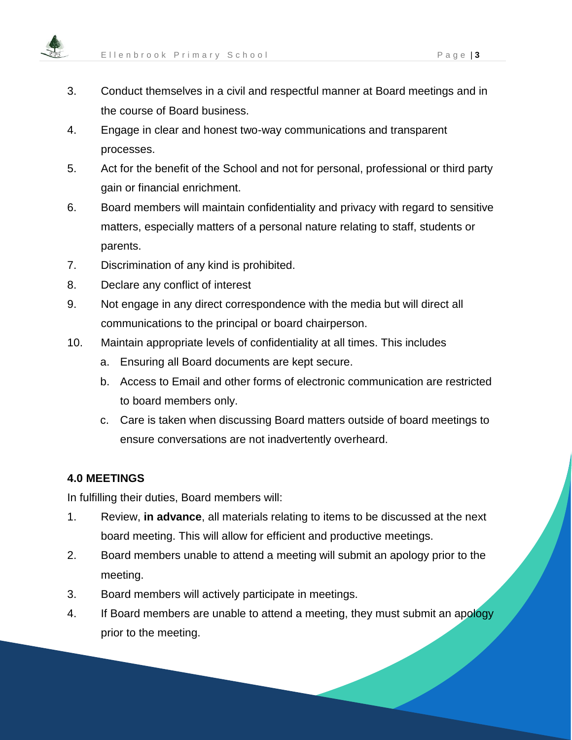3. Conduct themselves in a civil and respectful manner at Board meetings and in the course of Board business.
4. Engage in clear and honest two-way communications and transparent processes.
5. Act for the benefit of the School and not for personal, professional or third party gain or financial enrichment.
6. Board members will maintain confidentiality and privacy with regard to sensitive matters, especially matters of a personal nature relating to staff, students or parents.
7. Discrimination of any kind is prohibited.
8. Declare any conflict of interest
9. Not engage in any direct correspondence with the media but will direct all communications to the principal or board chairperson.
10. Maintain appropriate levels of confidentiality at all times. This includes
    a. Ensuring all Board documents are kept secure.
    b. Access to Email and other forms of electronic communication are restricted to board members only.
    c. Care is taken when discussing Board matters outside of board meetings to ensure conversations are not inadvertently overheard.

**4.0 MEETINGS**

In fulfilling their duties, Board members will:

1. Review, **in advance**, all materials relating to items to be discussed at the next board meeting. This will allow for efficient and productive meetings.
2. Board members unable to attend a meeting will submit an apology prior to the meeting.
3. Board members will actively participate in meetings.
4. If Board members are unable to attend a meeting, they must submit an apology prior to the meeting.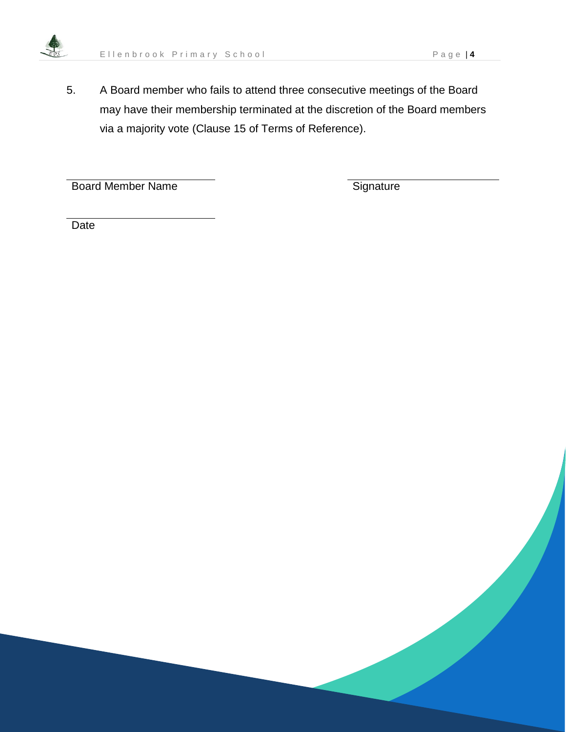5. A Board member who fails to attend three consecutive meetings of the Board may have their membership terminated at the discretion of the Board members via a majority vote (Clause 15 of Terms of Reference).

\_\_\_\_\_\_\_\_\_\_\_\_\_\_\_\_\_\_\_\_\_\_\_\_\_\_\_\_

Board Member Name

\_\_\_\_\_\_\_\_\_\_\_\_\_\_\_\_\_\_\_\_\_\_\_\_\_\_\_\_

Signature

\_\_\_\_\_\_\_\_\_\_\_\_\_\_\_\_\_\_\_\_\_\_\_\_\_\_\_\_

Date